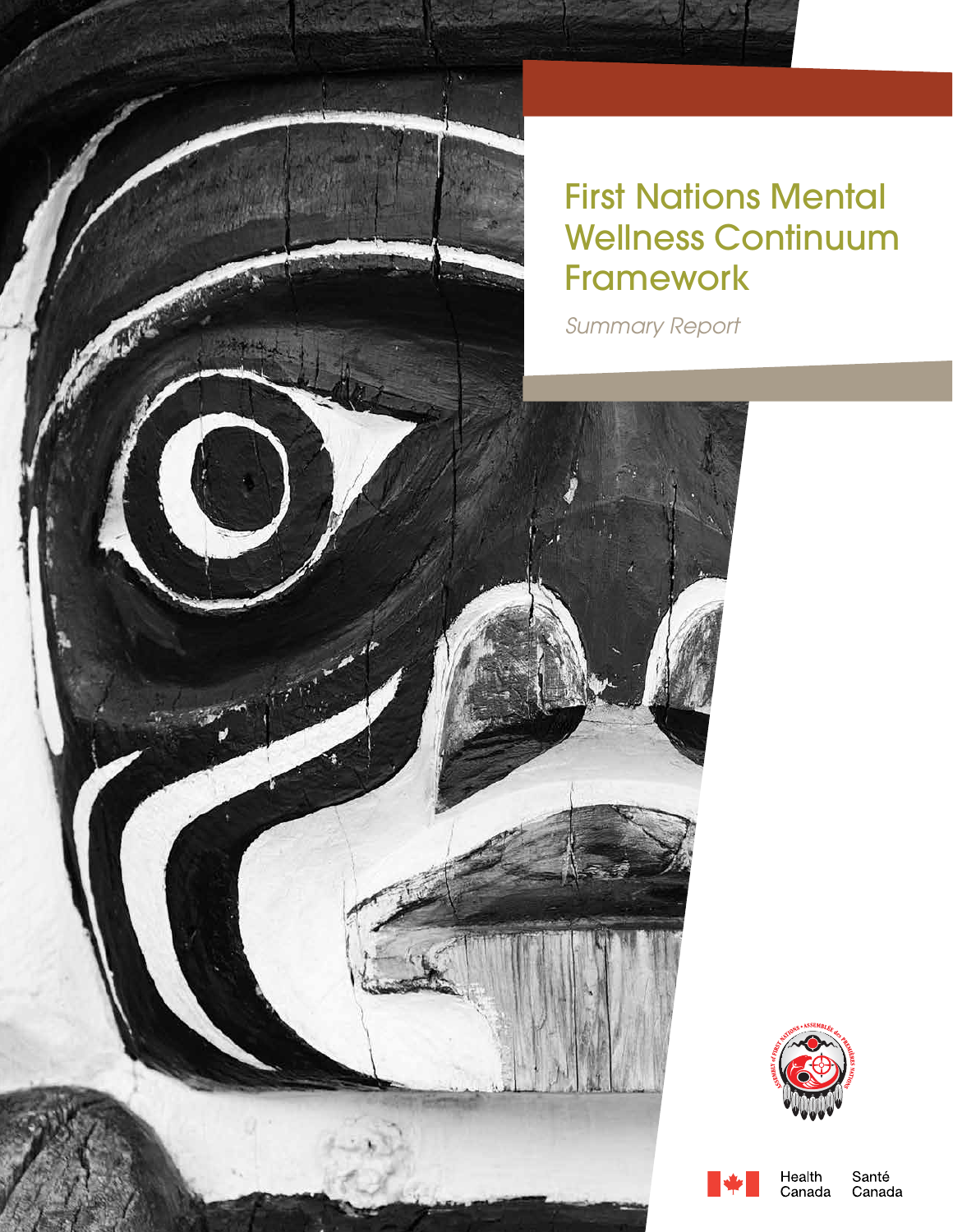# First Nations Mental Wellness Continuum Framework

*Summary Report*

Health Canada Santé Canada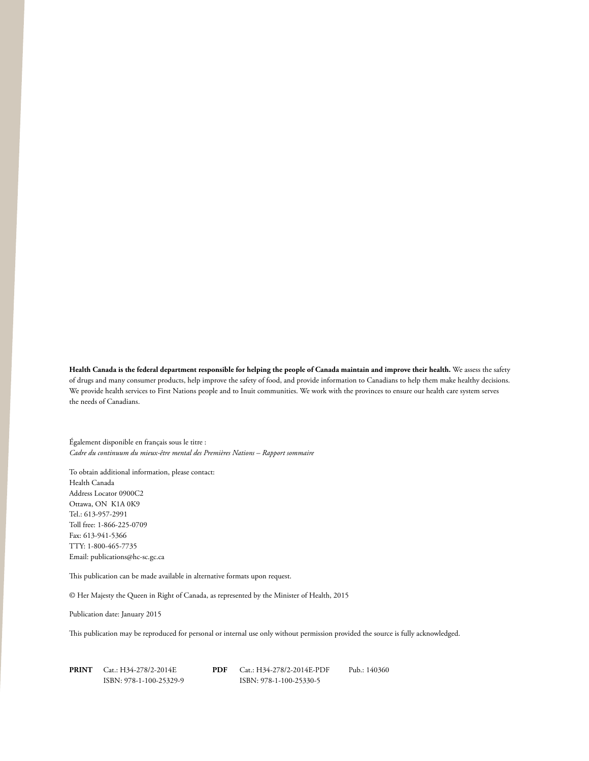**Health Canada is the federal department responsible for helping the people of Canada maintain and improve their health.** We assess the safety of drugs and many consumer products, help improve the safety of food, and provide information to Canadians to help them make healthy decisions. We provide health services to First Nations people and to Inuit communities. We work with the provinces to ensure our health care system serves the needs of Canadians.

Également disponible en français sous le titre :
*Cadre du continuum du mieux-être mental des Premières Nations – Rapport sommaire*

To obtain additional information, please contact:
Health Canada
Address Locator 0900C2
Ottawa, ON  K1A 0K9
Tel.: 613-957-2991
Toll free: 1-866-225-0709
Fax: 613-941-5366
TTY: 1-800-465-7735
Email: publications@hc-sc.gc.ca

This publication can be made available in alternative formats upon request.

© Her Majesty the Queen in Right of Canada, as represented by the Minister of Health, 2015

Publication date: January 2015

This publication may be reproduced for personal or internal use only without permission provided the source is fully acknowledged.

**PRINT** Cat.: H34-278/2-2014E
ISBN: 978-1-100-25329-9

**PDF** Cat.: H34-278/2-2014E-PDF
ISBN: 978-1-100-25330-5

Pub.: 140360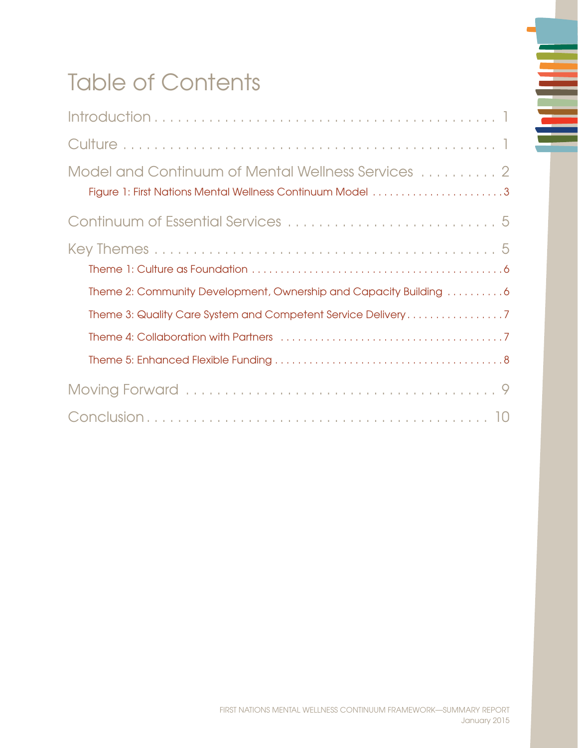# Table of Contents

Introduction . . . . . . . . . . 1

Culture . . . . . . . . . . 1

Model and Continuum of Mental Wellness Services . . . . . . . . . . 2

- Figure 1: First Nations Mental Wellness Continuum Model . . . . . . . . . . 3

Continuum of Essential Services . . . . . . . . . . 5

Key Themes . . . . . . . . . . 5

- Theme 1: Culture as Foundation . . . . . . . . . . 6
- Theme 2: Community Development, Ownership and Capacity Building . . . . . . . . . . 6
- Theme 3: Quality Care System and Competent Service Delivery . . . . . . . . . . 7
- Theme 4: Collaboration with Partners . . . . . . . . . . 7
- Theme 5: Enhanced Flexible Funding . . . . . . . . . . 8

Moving Forward . . . . . . . . . . 9

Conclusion . . . . . . . . . . 10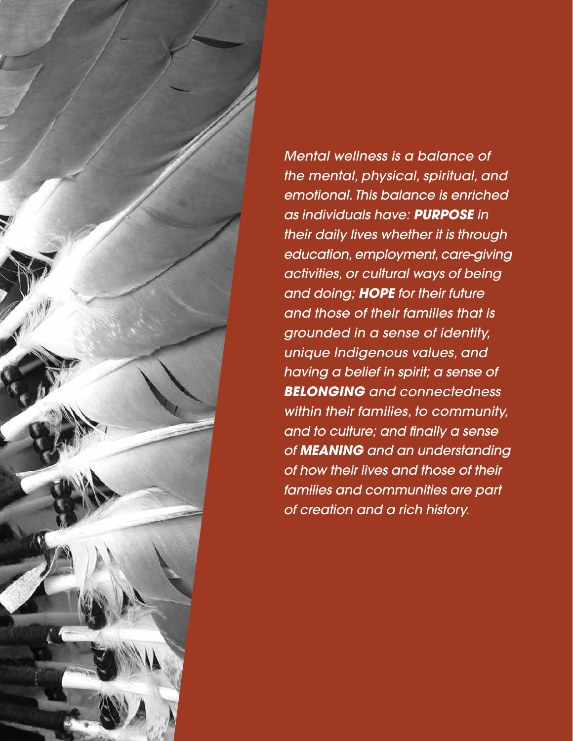*Mental wellness is a balance of the mental, physical, spiritual, and emotional. This balance is enriched as individuals have: **PURPOSE** in their daily lives whether it is through education, employment, care-giving activities, or cultural ways of being and doing; **HOPE** for their future and those of their families that is grounded in a sense of identity, unique Indigenous values, and having a belief in spirit; a sense of **BELONGING** and connectedness within their families, to community, and to culture; and finally a sense of **MEANING** and an understanding of how their lives and those of their families and communities are part of creation and a rich history.*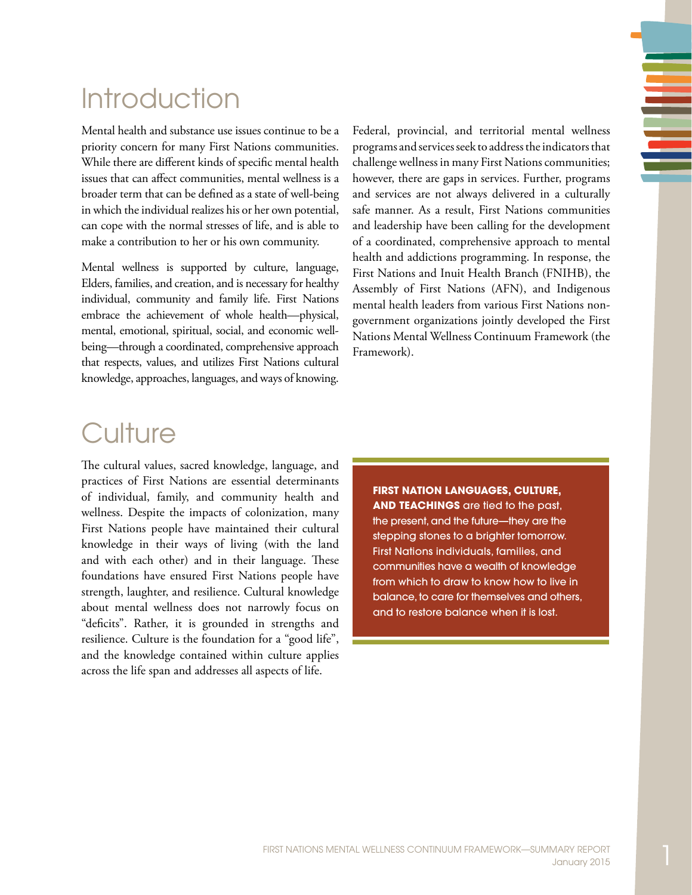# Introduction

Mental health and substance use issues continue to be a priority concern for many First Nations communities. While there are different kinds of specific mental health issues that can affect communities, mental wellness is a broader term that can be defined as a state of well-being in which the individual realizes his or her own potential, can cope with the normal stresses of life, and is able to make a contribution to her or his own community.

Mental wellness is supported by culture, language, Elders, families, and creation, and is necessary for healthy individual, community and family life. First Nations embrace the achievement of whole health—physical, mental, emotional, spiritual, social, and economic well-being—through a coordinated, comprehensive approach that respects, values, and utilizes First Nations cultural knowledge, approaches, languages, and ways of knowing.

Federal, provincial, and territorial mental wellness programs and services seek to address the indicators that challenge wellness in many First Nations communities; however, there are gaps in services. Further, programs and services are not always delivered in a culturally safe manner. As a result, First Nations communities and leadership have been calling for the development of a coordinated, comprehensive approach to mental health and addictions programming. In response, the First Nations and Inuit Health Branch (FNIHB), the Assembly of First Nations (AFN), and Indigenous mental health leaders from various First Nations non-government organizations jointly developed the First Nations Mental Wellness Continuum Framework (the Framework).

# Culture

The cultural values, sacred knowledge, language, and practices of First Nations are essential determinants of individual, family, and community health and wellness. Despite the impacts of colonization, many First Nations people have maintained their cultural knowledge in their ways of living (with the land and with each other) and in their language. These foundations have ensured First Nations people have strength, laughter, and resilience. Cultural knowledge about mental wellness does not narrowly focus on "deficits". Rather, it is grounded in strengths and resilience. Culture is the foundation for a "good life", and the knowledge contained within culture applies across the life span and addresses all aspects of life.

**FIRST NATION LANGUAGES, CULTURE, AND TEACHINGS** are tied to the past, the present, and the future—they are the stepping stones to a brighter tomorrow. First Nations individuals, families, and communities have a wealth of knowledge from which to draw to know how to live in balance, to care for themselves and others, and to restore balance when it is lost.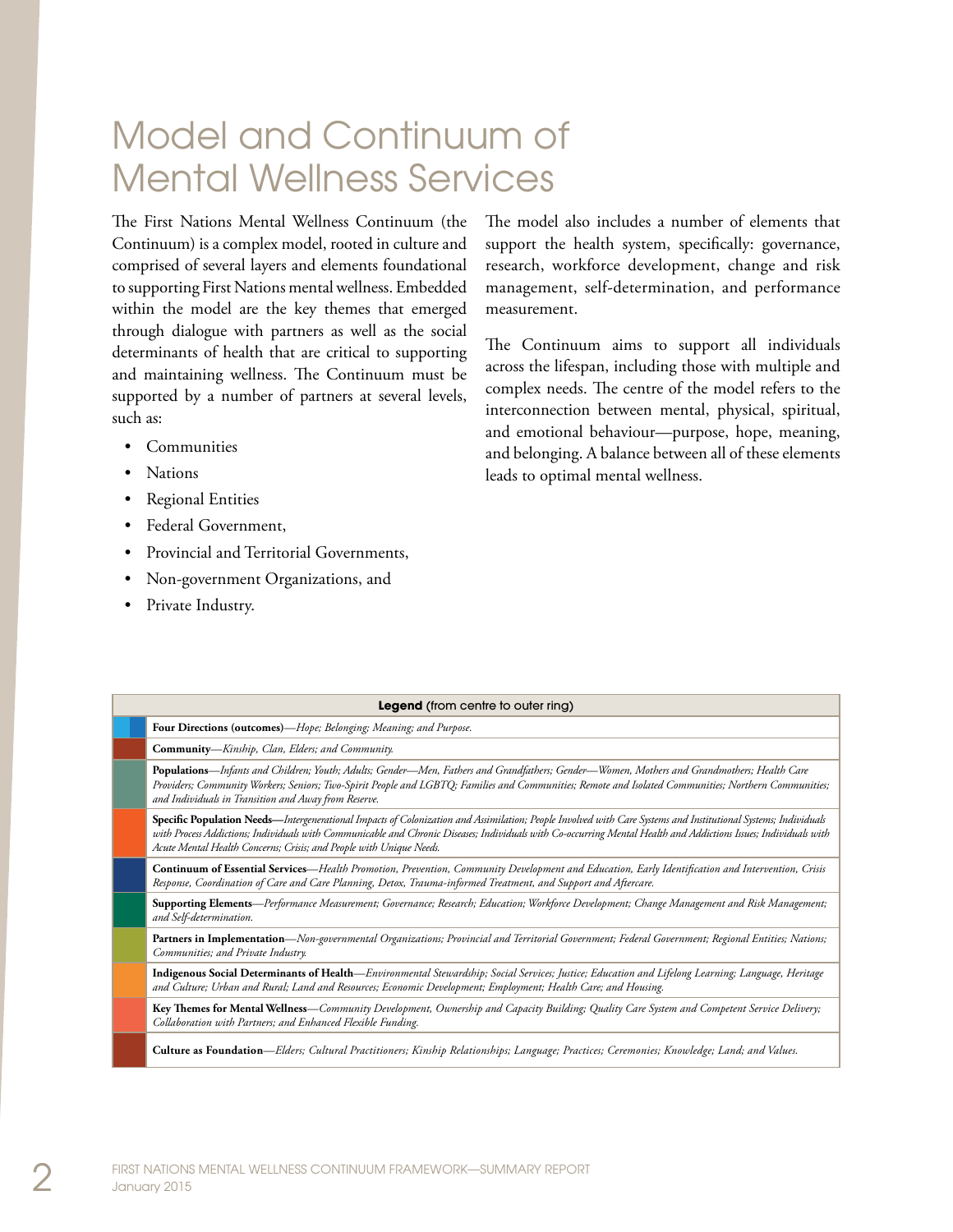# Model and Continuum of Mental Wellness Services

The First Nations Mental Wellness Continuum (the Continuum) is a complex model, rooted in culture and comprised of several layers and elements foundational to supporting First Nations mental wellness. Embedded within the model are the key themes that emerged through dialogue with partners as well as the social determinants of health that are critical to supporting and maintaining wellness. The Continuum must be supported by a number of partners at several levels, such as:

- Communities
- Nations
- Regional Entities
- Federal Government,
- Provincial and Territorial Governments,
- Non-government Organizations, and
- Private Industry.

The model also includes a number of elements that support the health system, specifically: governance, research, workforce development, change and risk management, self-determination, and performance measurement.

The Continuum aims to support all individuals across the lifespan, including those with multiple and complex needs. The centre of the model refers to the interconnection between mental, physical, spiritual, and emotional behaviour—purpose, hope, meaning, and belonging. A balance between all of these elements leads to optimal mental wellness.

| **Legend** (from centre to outer ring) |
|---|
| **Four Directions (outcomes)**—*Hope; Belonging; Meaning; and Purpose.* |
| **Community**—*Kinship, Clan, Elders; and Community.* |
| **Populations**—*Infants and Children; Youth; Adults; Gender—Men, Fathers and Grandfathers; Gender—Women, Mothers and Grandmothers; Health Care Providers; Community Workers; Seniors; Two-Spirit People and LGBTQ; Families and Communities; Remote and Isolated Communities; Northern Communities; and Individuals in Transition and Away from Reserve.* |
| **Specific Population Needs—***Intergenerational Impacts of Colonization and Assimilation; People Involved with Care Systems and Institutional Systems; Individuals with Process Addictions; Individuals with Communicable and Chronic Diseases; Individuals with Co-occurring Mental Health and Addictions Issues; Individuals with Acute Mental Health Concerns; Crisis; and People with Unique Needs.* |
| **Continuum of Essential Services**—*Health Promotion, Prevention, Community Development and Education, Early Identification and Intervention, Crisis Response, Coordination of Care and Care Planning, Detox, Trauma-informed Treatment, and Support and Aftercare.* |
| **Supporting Elements**—*Performance Measurement; Governance; Research; Education; Workforce Development; Change Management and Risk Management; and Self-determination.* |
| **Partners in Implementation**—*Non-governmental Organizations; Provincial and Territorial Government; Federal Government; Regional Entities; Nations; Communities; and Private Industry.* |
| **Indigenous Social Determinants of Health**—*Environmental Stewardship; Social Services; Justice; Education and Lifelong Learning; Language, Heritage and Culture; Urban and Rural; Land and Resources; Economic Development; Employment; Health Care; and Housing.* |
| **Key Themes for Mental Wellness**—*Community Development, Ownership and Capacity Building; Quality Care System and Competent Service Delivery; Collaboration with Partners; and Enhanced Flexible Funding.* |
| **Culture as Foundation**—*Elders; Cultural Practitioners; Kinship Relationships; Language; Practices; Ceremonies; Knowledge; Land; and Values.* |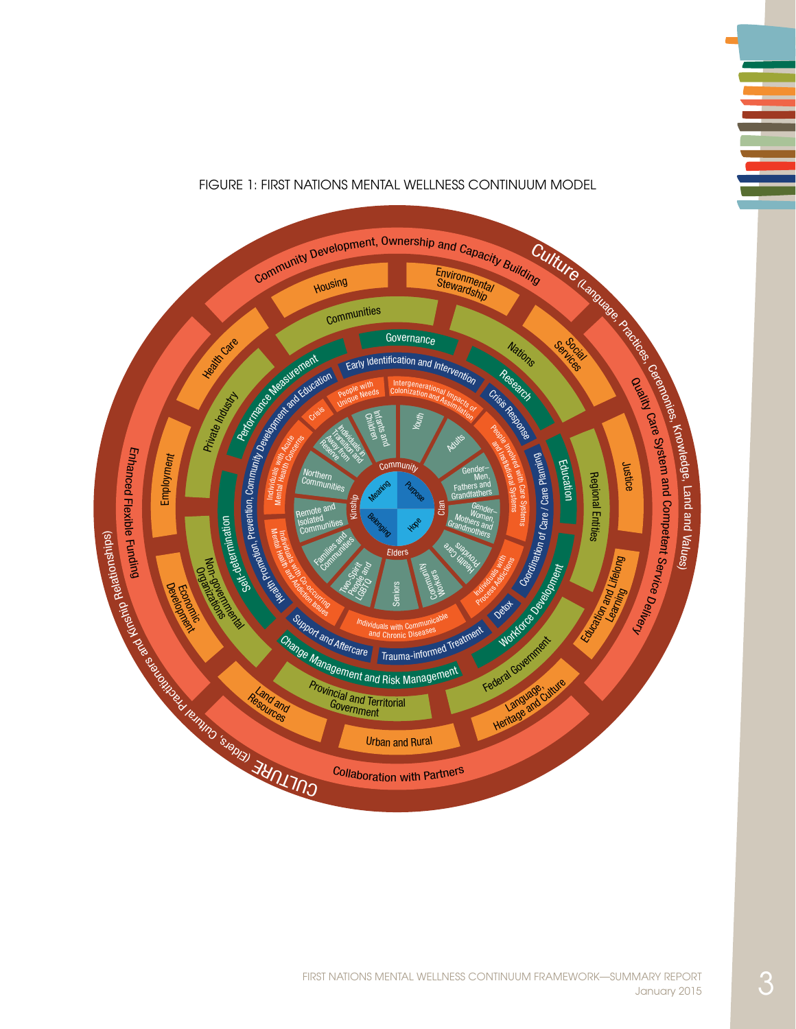FIGURE 1: FIRST NATIONS MENTAL WELLNESS CONTINUUM MODEL

Meaning · Purpose · Hope · Belonging

Community · Clan · Elders · Kinship

Infants and Children · Youth · Adults · Gender–Men, Fathers and Grandfathers · Gender–Women, Mothers and Grandmothers · Health Care Providers · Community Workers · Seniors · Two-Spirit People and LGBTQ · Families and Communities · Remote and Isolated Communities · Northern Communities · Individuals in Transition and Away from Reserve

Intergenerational Impacts of Colonization and Assimilation · People Involved with Care Systems and Institutional Systems · Individuals with Process Addictions · Individuals with Communicable and Chronic Diseases · Individuals with Co-occurring Mental Health and Addiction Issues · Individuals with Acute Mental Health Concerns · Crisis · People with Unique Needs

Early Identification and Intervention · Crisis Response · Coordination of Care / Care Planning · Detox · Trauma-informed Treatment · Support and Aftercare · Health Promotion, Prevention, Community Development and Education

Governance · Research · Education · Workforce Development · Change Management and Risk Management · Self-determination · Performance Measurement

Communities · Nations · Regional Entities · Federal Government · Provincial and Territorial Government · Non-governmental Organizations · Private Industry

Housing · Environmental Stewardship · Social Services · Justice · Education and Lifelong Learning · Language, Heritage and Culture · Urban and Rural · Land and Resources · Economic Development · Employment · Health Care

Community Development, Ownership and Capacity Building · Quality Care System and Competent Service Delivery · Collaboration with Partners · Enhanced Flexible Funding

Culture (Language, Practices, Ceremonies, Knowledge, Land and Values)

CULTURE (Elders, Cultural Practitioners and Kinship Relationships)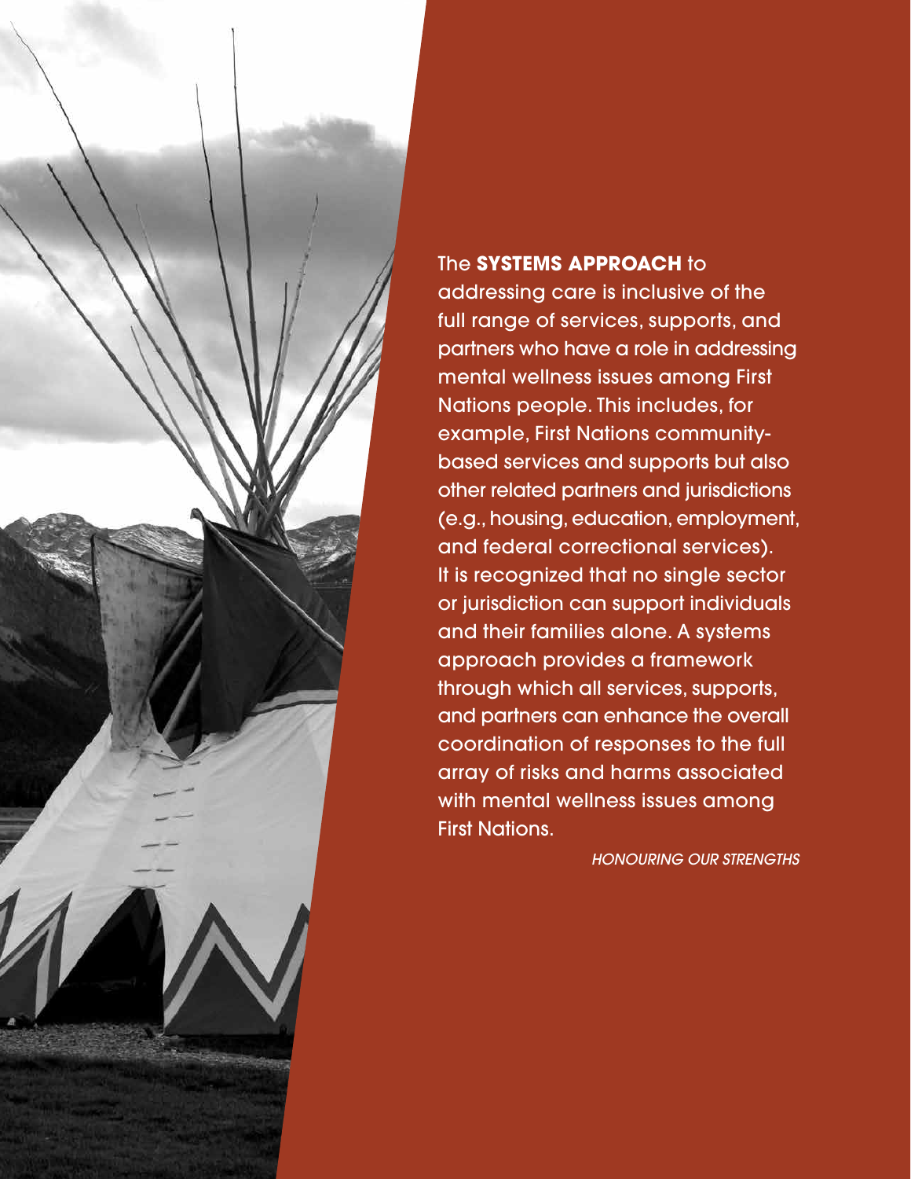The **SYSTEMS APPROACH** to addressing care is inclusive of the full range of services, supports, and partners who have a role in addressing mental wellness issues among First Nations people. This includes, for example, First Nations community-based services and supports but also other related partners and jurisdictions (e.g., housing, education, employment, and federal correctional services). It is recognized that no single sector or jurisdiction can support individuals and their families alone. A systems approach provides a framework through which all services, supports, and partners can enhance the overall coordination of responses to the full array of risks and harms associated with mental wellness issues among First Nations.

*HONOURING OUR STRENGTHS*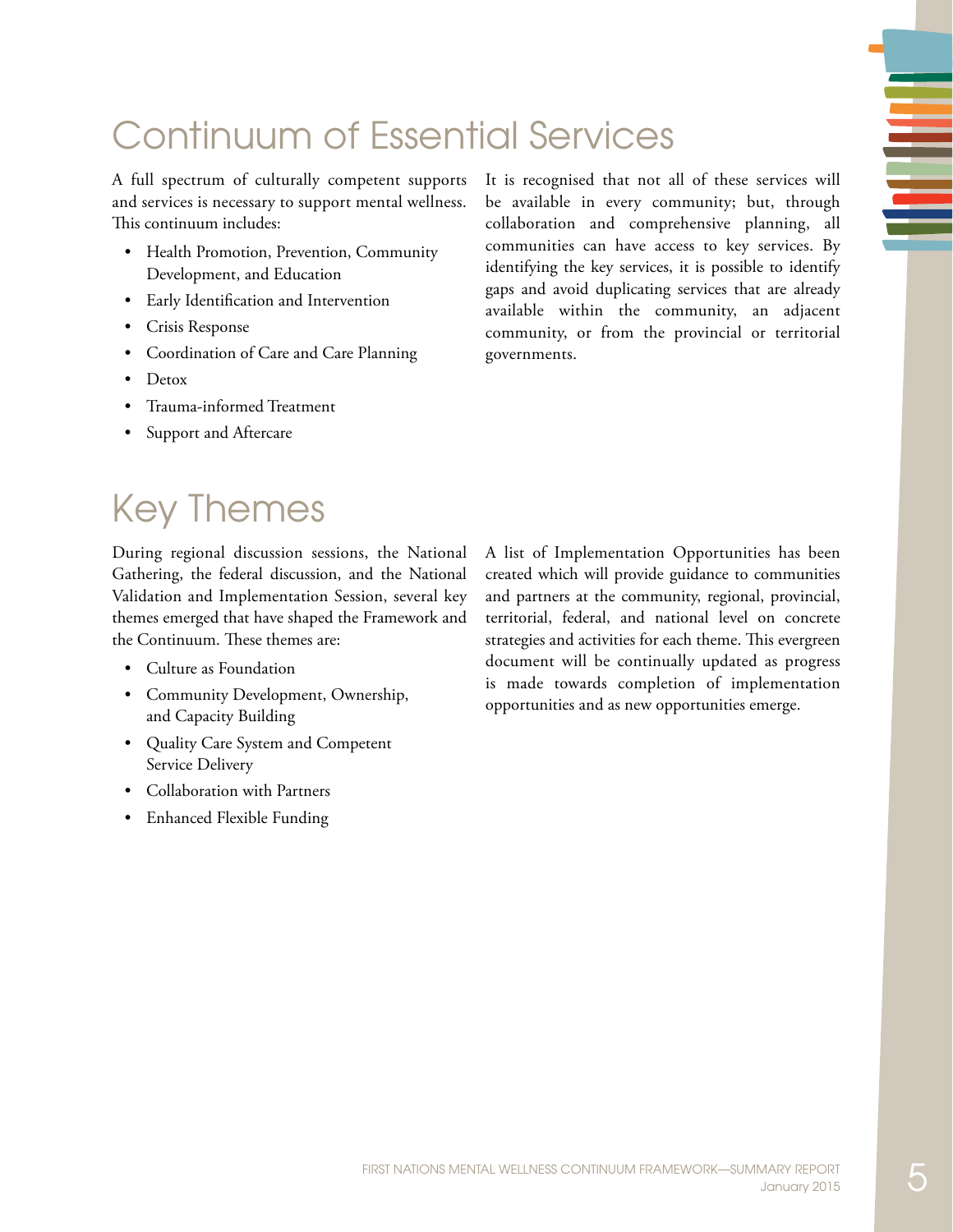# Continuum of Essential Services

A full spectrum of culturally competent supports and services is necessary to support mental wellness. This continuum includes:

- Health Promotion, Prevention, Community Development, and Education
- Early Identification and Intervention
- Crisis Response
- Coordination of Care and Care Planning
- Detox
- Trauma-informed Treatment
- Support and Aftercare

It is recognised that not all of these services will be available in every community; but, through collaboration and comprehensive planning, all communities can have access to key services. By identifying the key services, it is possible to identify gaps and avoid duplicating services that are already available within the community, an adjacent community, or from the provincial or territorial governments.

# Key Themes

During regional discussion sessions, the National Gathering, the federal discussion, and the National Validation and Implementation Session, several key themes emerged that have shaped the Framework and the Continuum. These themes are:

- Culture as Foundation
- Community Development, Ownership, and Capacity Building
- Quality Care System and Competent Service Delivery
- Collaboration with Partners
- Enhanced Flexible Funding

A list of Implementation Opportunities has been created which will provide guidance to communities and partners at the community, regional, provincial, territorial, federal, and national level on concrete strategies and activities for each theme. This evergreen document will be continually updated as progress is made towards completion of implementation opportunities and as new opportunities emerge.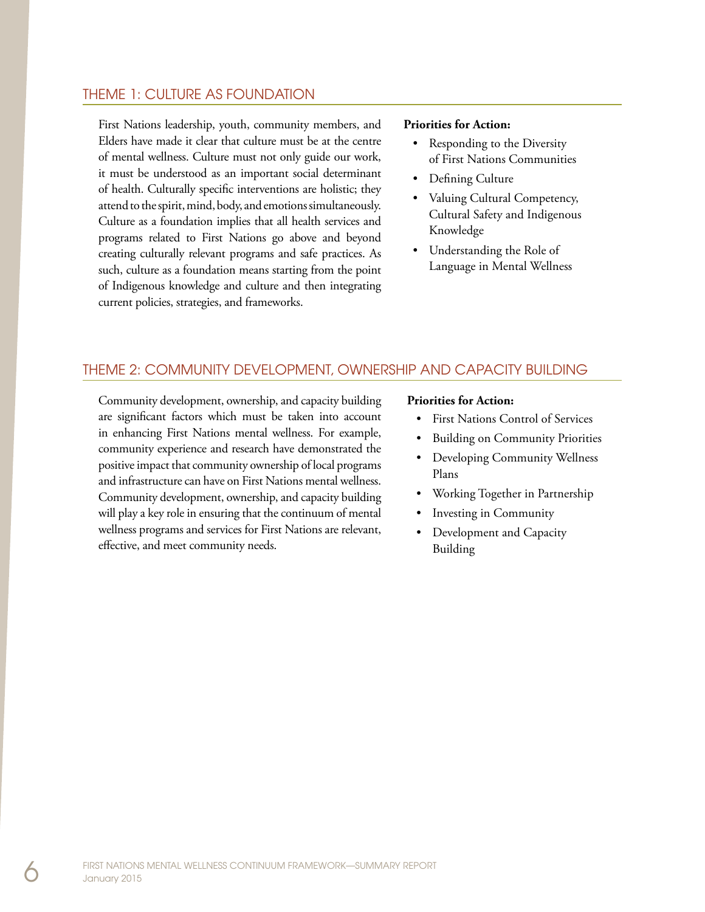## THEME 1: CULTURE AS FOUNDATION

First Nations leadership, youth, community members, and Elders have made it clear that culture must be at the centre of mental wellness. Culture must not only guide our work, it must be understood as an important social determinant of health. Culturally specific interventions are holistic; they attend to the spirit, mind, body, and emotions simultaneously. Culture as a foundation implies that all health services and programs related to First Nations go above and beyond creating culturally relevant programs and safe practices. As such, culture as a foundation means starting from the point of Indigenous knowledge and culture and then integrating current policies, strategies, and frameworks.

**Priorities for Action:**

- Responding to the Diversity of First Nations Communities
- Defining Culture
- Valuing Cultural Competency, Cultural Safety and Indigenous Knowledge
- Understanding the Role of Language in Mental Wellness

## THEME 2: COMMUNITY DEVELOPMENT, OWNERSHIP AND CAPACITY BUILDING

Community development, ownership, and capacity building are significant factors which must be taken into account in enhancing First Nations mental wellness. For example, community experience and research have demonstrated the positive impact that community ownership of local programs and infrastructure can have on First Nations mental wellness. Community development, ownership, and capacity building will play a key role in ensuring that the continuum of mental wellness programs and services for First Nations are relevant, effective, and meet community needs.

**Priorities for Action:**

- First Nations Control of Services
- Building on Community Priorities
- Developing Community Wellness Plans
- Working Together in Partnership
- Investing in Community
- Development and Capacity Building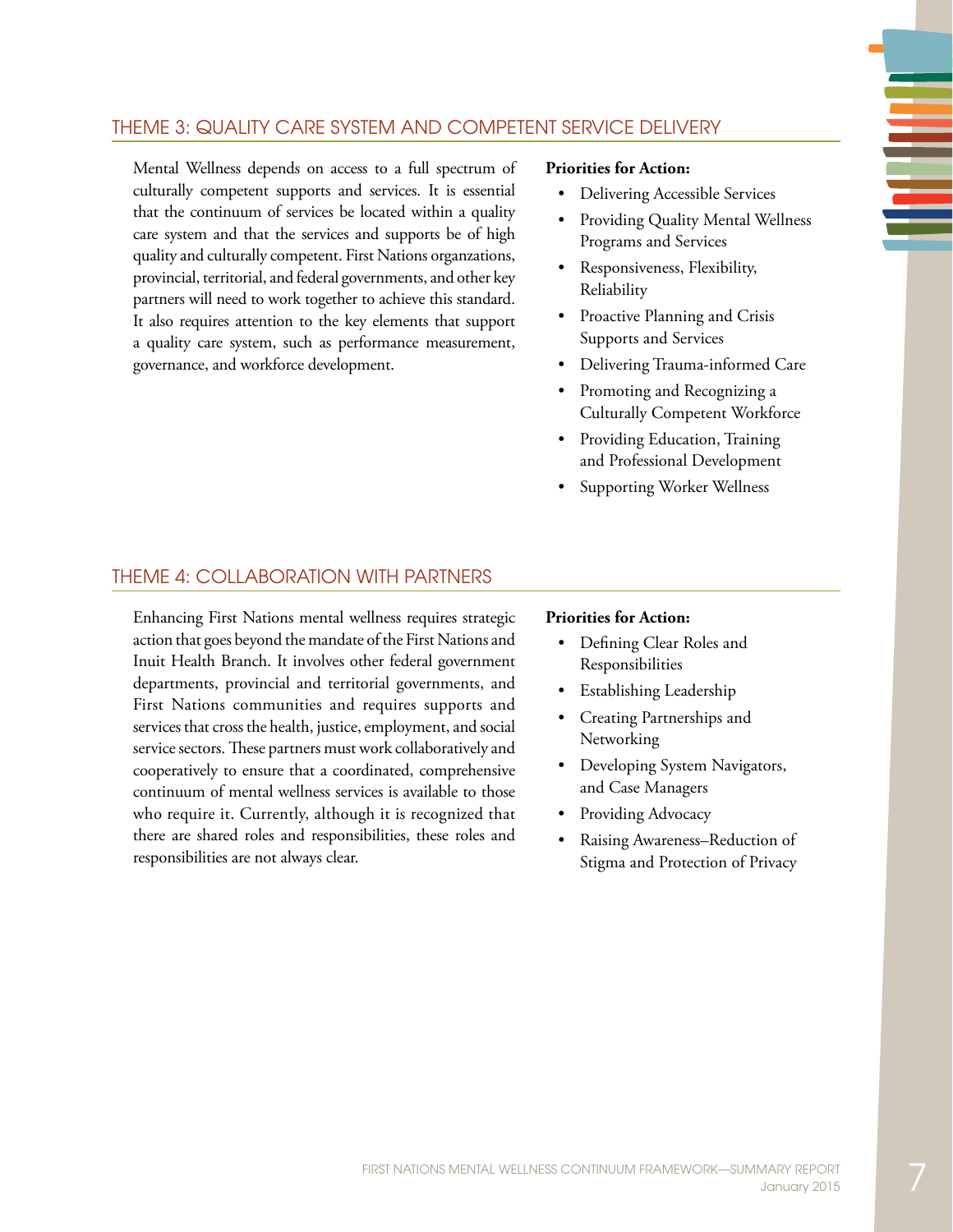## THEME 3: QUALITY CARE SYSTEM AND COMPETENT SERVICE DELIVERY

Mental Wellness depends on access to a full spectrum of culturally competent supports and services. It is essential that the continuum of services be located within a quality care system and that the services and supports be of high quality and culturally competent. First Nations organzations, provincial, territorial, and federal governments, and other key partners will need to work together to achieve this standard. It also requires attention to the key elements that support a quality care system, such as performance measurement, governance, and workforce development.

**Priorities for Action:**

- Delivering Accessible Services
- Providing Quality Mental Wellness Programs and Services
- Responsiveness, Flexibility, Reliability
- Proactive Planning and Crisis Supports and Services
- Delivering Trauma-informed Care
- Promoting and Recognizing a Culturally Competent Workforce
- Providing Education, Training and Professional Development
- Supporting Worker Wellness

## THEME 4: COLLABORATION WITH PARTNERS

Enhancing First Nations mental wellness requires strategic action that goes beyond the mandate of the First Nations and Inuit Health Branch. It involves other federal government departments, provincial and territorial governments, and First Nations communities and requires supports and services that cross the health, justice, employment, and social service sectors. These partners must work collaboratively and cooperatively to ensure that a coordinated, comprehensive continuum of mental wellness services is available to those who require it. Currently, although it is recognized that there are shared roles and responsibilities, these roles and responsibilities are not always clear.

**Priorities for Action:**

- Defining Clear Roles and Responsibilities
- Establishing Leadership
- Creating Partnerships and Networking
- Developing System Navigators, and Case Managers
- Providing Advocacy
- Raising Awareness–Reduction of Stigma and Protection of Privacy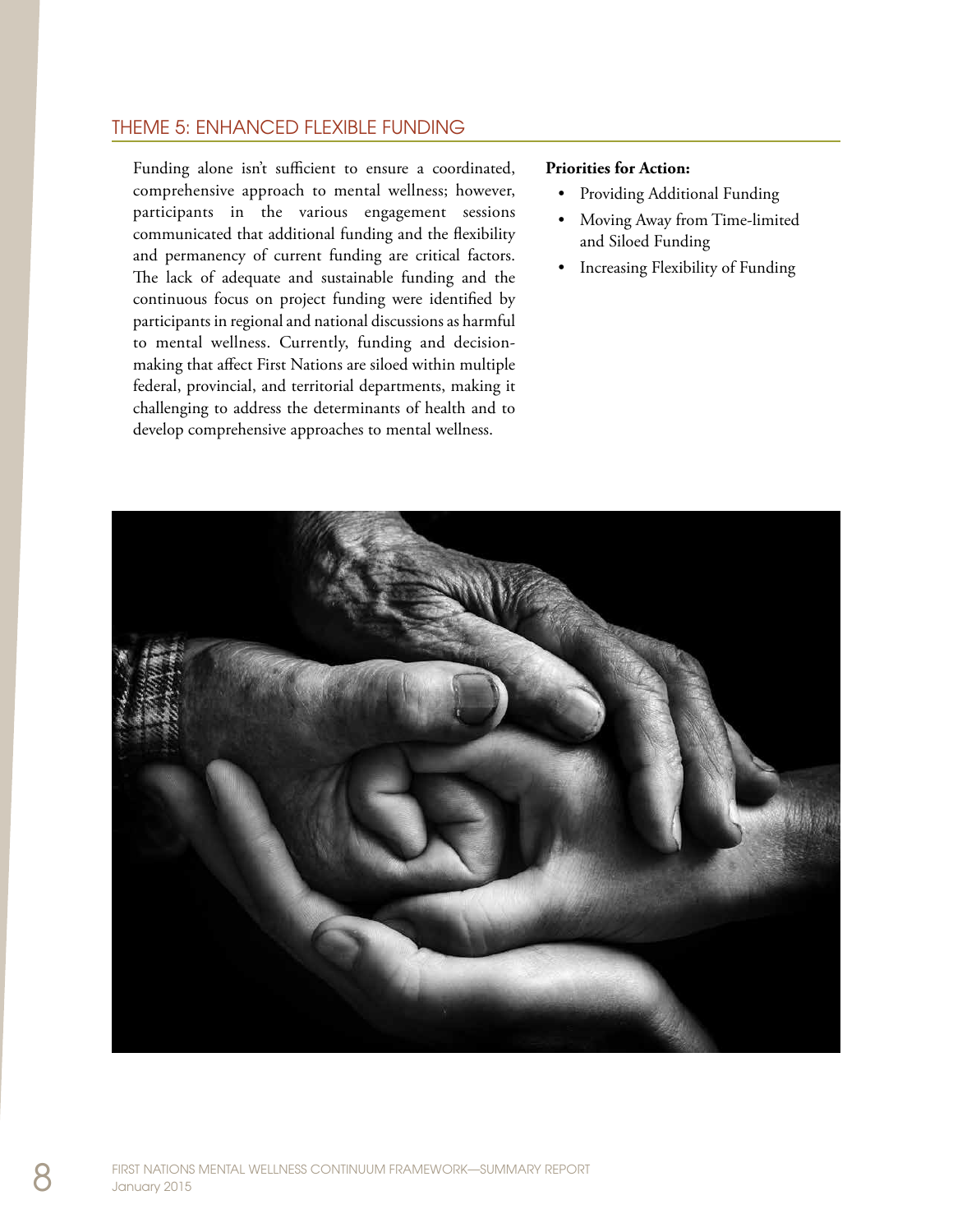## THEME 5: ENHANCED FLEXIBLE FUNDING

Funding alone isn't sufficient to ensure a coordinated, comprehensive approach to mental wellness; however, participants in the various engagement sessions communicated that additional funding and the flexibility and permanency of current funding are critical factors. The lack of adequate and sustainable funding and the continuous focus on project funding were identified by participants in regional and national discussions as harmful to mental wellness. Currently, funding and decision-making that affect First Nations are siloed within multiple federal, provincial, and territorial departments, making it challenging to address the determinants of health and to develop comprehensive approaches to mental wellness.

**Priorities for Action:**

- Providing Additional Funding
- Moving Away from Time-limited and Siloed Funding
- Increasing Flexibility of Funding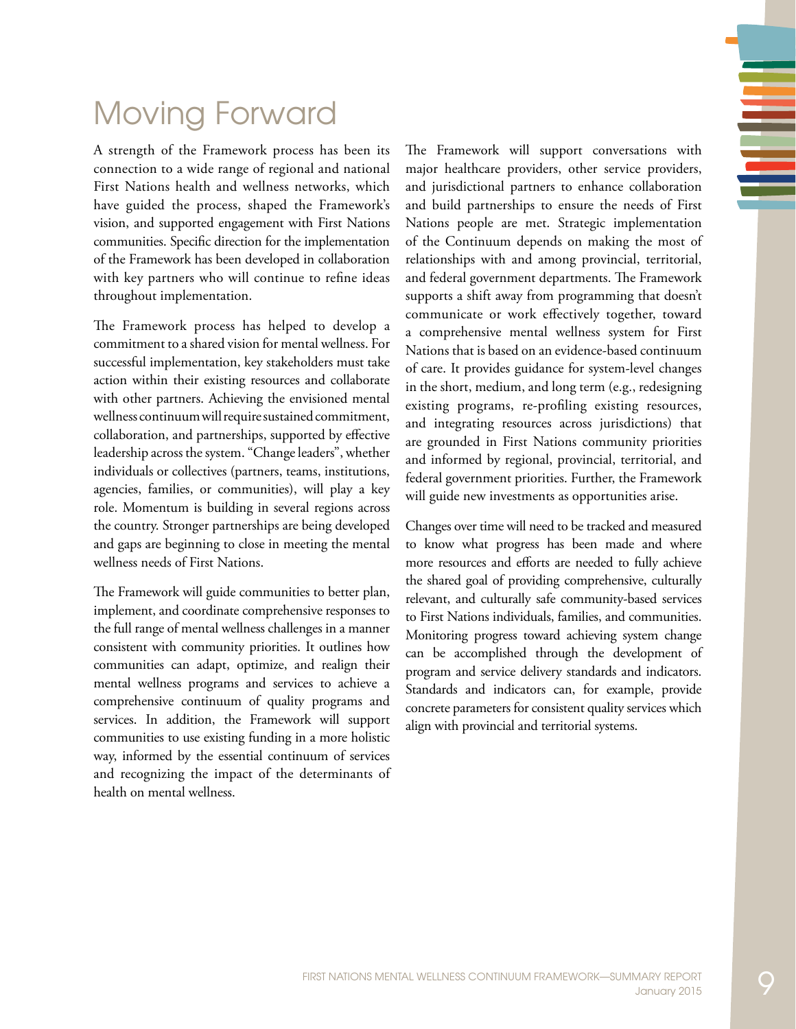# Moving Forward

A strength of the Framework process has been its connection to a wide range of regional and national First Nations health and wellness networks, which have guided the process, shaped the Framework's vision, and supported engagement with First Nations communities. Specific direction for the implementation of the Framework has been developed in collaboration with key partners who will continue to refine ideas throughout implementation.

The Framework process has helped to develop a commitment to a shared vision for mental wellness. For successful implementation, key stakeholders must take action within their existing resources and collaborate with other partners. Achieving the envisioned mental wellness continuum will require sustained commitment, collaboration, and partnerships, supported by effective leadership across the system. "Change leaders", whether individuals or collectives (partners, teams, institutions, agencies, families, or communities), will play a key role. Momentum is building in several regions across the country. Stronger partnerships are being developed and gaps are beginning to close in meeting the mental wellness needs of First Nations.

The Framework will guide communities to better plan, implement, and coordinate comprehensive responses to the full range of mental wellness challenges in a manner consistent with community priorities. It outlines how communities can adapt, optimize, and realign their mental wellness programs and services to achieve a comprehensive continuum of quality programs and services. In addition, the Framework will support communities to use existing funding in a more holistic way, informed by the essential continuum of services and recognizing the impact of the determinants of health on mental wellness.

The Framework will support conversations with major healthcare providers, other service providers, and jurisdictional partners to enhance collaboration and build partnerships to ensure the needs of First Nations people are met. Strategic implementation of the Continuum depends on making the most of relationships with and among provincial, territorial, and federal government departments. The Framework supports a shift away from programming that doesn't communicate or work effectively together, toward a comprehensive mental wellness system for First Nations that is based on an evidence-based continuum of care. It provides guidance for system-level changes in the short, medium, and long term (e.g., redesigning existing programs, re-profiling existing resources, and integrating resources across jurisdictions) that are grounded in First Nations community priorities and informed by regional, provincial, territorial, and federal government priorities. Further, the Framework will guide new investments as opportunities arise.

Changes over time will need to be tracked and measured to know what progress has been made and where more resources and efforts are needed to fully achieve the shared goal of providing comprehensive, culturally relevant, and culturally safe community-based services to First Nations individuals, families, and communities. Monitoring progress toward achieving system change can be accomplished through the development of program and service delivery standards and indicators. Standards and indicators can, for example, provide concrete parameters for consistent quality services which align with provincial and territorial systems.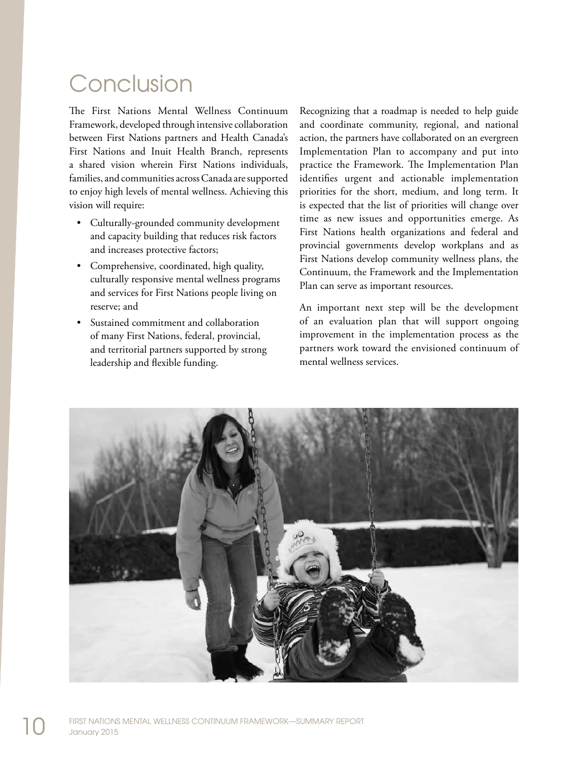# Conclusion

The First Nations Mental Wellness Continuum Framework, developed through intensive collaboration between First Nations partners and Health Canada's First Nations and Inuit Health Branch, represents a shared vision wherein First Nations individuals, families, and communities across Canada are supported to enjoy high levels of mental wellness. Achieving this vision will require:

- Culturally-grounded community development and capacity building that reduces risk factors and increases protective factors;
- Comprehensive, coordinated, high quality, culturally responsive mental wellness programs and services for First Nations people living on reserve; and
- Sustained commitment and collaboration of many First Nations, federal, provincial, and territorial partners supported by strong leadership and flexible funding.

Recognizing that a roadmap is needed to help guide and coordinate community, regional, and national action, the partners have collaborated on an evergreen Implementation Plan to accompany and put into practice the Framework. The Implementation Plan identifies urgent and actionable implementation priorities for the short, medium, and long term. It is expected that the list of priorities will change over time as new issues and opportunities emerge. As First Nations health organizations and federal and provincial governments develop workplans and as First Nations develop community wellness plans, the Continuum, the Framework and the Implementation Plan can serve as important resources.

An important next step will be the development of an evaluation plan that will support ongoing improvement in the implementation process as the partners work toward the envisioned continuum of mental wellness services.